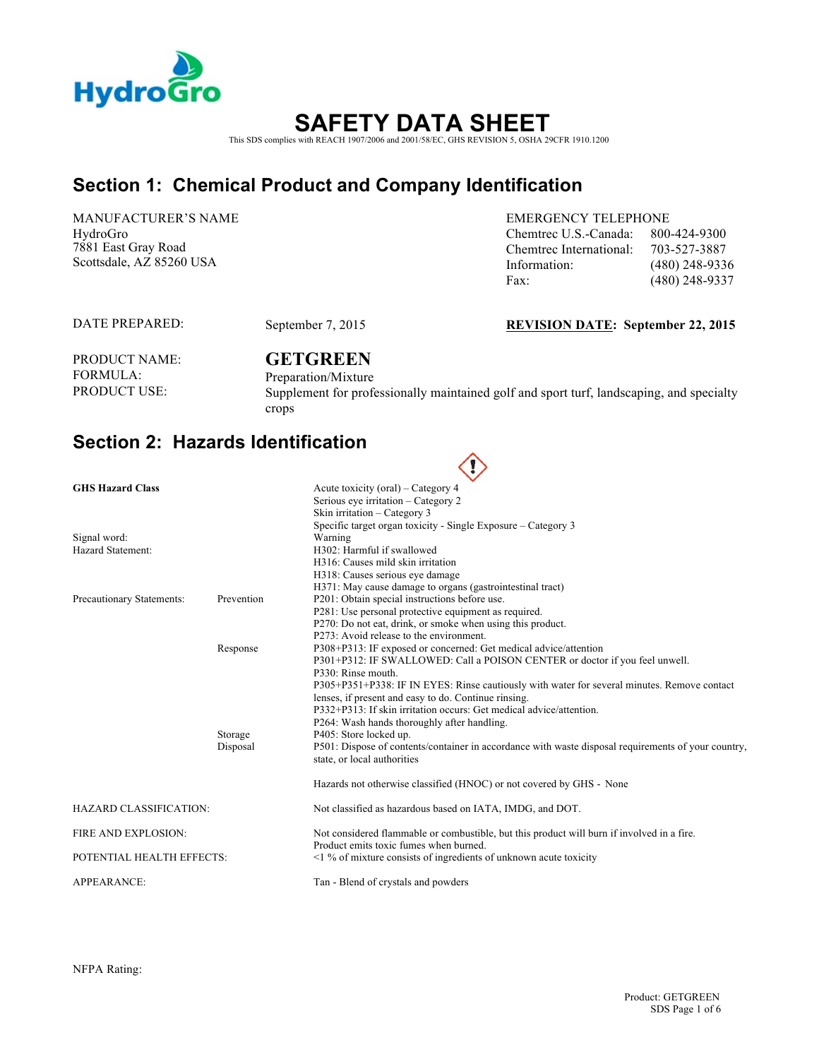HydroGro

# SAFETY DATA SHEET

This SDS complies with REACH 1907/2006 and 2001/58/EC, GHS REVISION 5, OSHA 29CFR 1910.1200

## Section 1: Chemical Product and Company Identification

MANUFACTURER'S NAME
HydroGro
7881 East Gray Road
Scottsdale, AZ 85260 USA

EMERGENCY TELEPHONE

| | |
|---|---|
| Chemtrec U.S.-Canada: | 800-424-9300 |
| Chemtrec International: | 703-527-3887 |
| Information: | (480) 248-9336 |
| Fax: | (480) 248-9337 |

DATE PREPARED: September 7, 2015

**REVISION DATE: September 22, 2015**

| | |
|---|---|
| PRODUCT NAME: | **GETGREEN** |
| FORMULA: | Preparation/Mixture |
| PRODUCT USE: | Supplement for professionally maintained golf and sport turf, landscaping, and specialty crops |

## Section 2: Hazards Identification

| | | |
|---|---|---|
| **GHS Hazard Class** | | Acute toxicity (oral) – Category 4<br>Serious eye irritation – Category 2<br>Skin irritation – Category 3<br>Specific target organ toxicity - Single Exposure – Category 3 |
| Signal word: | | Warning |
| Hazard Statement: | | H302: Harmful if swallowed<br>H316: Causes mild skin irritation<br>H318: Causes serious eye damage<br>H371: May cause damage to organs (gastrointestinal tract) |
| Precautionary Statements: | Prevention | P201: Obtain special instructions before use.<br>P281: Use personal protective equipment as required.<br>P270: Do not eat, drink, or smoke when using this product.<br>P273: Avoid release to the environment. |
| | Response | P308+P313: IF exposed or concerned: Get medical advice/attention<br>P301+P312: IF SWALLOWED: Call a POISON CENTER or doctor if you feel unwell.<br>P330: Rinse mouth.<br>P305+P351+P338: IF IN EYES: Rinse cautiously with water for several minutes. Remove contact lenses, if present and easy to do. Continue rinsing.<br>P332+P313: If skin irritation occurs: Get medical advice/attention.<br>P264: Wash hands thoroughly after handling. |
| | Storage | P405: Store locked up. |
| | Disposal | P501: Dispose of contents/container in accordance with waste disposal requirements of your country, state, or local authorities |
| | | Hazards not otherwise classified (HNOC) or not covered by GHS - None |
| HAZARD CLASSIFICATION: | | Not classified as hazardous based on IATA, IMDG, and DOT. |
| FIRE AND EXPLOSION: | | Not considered flammable or combustible, but this product will burn if involved in a fire. Product emits toxic fumes when burned. |
| POTENTIAL HEALTH EFFECTS: | | <1 % of mixture consists of ingredients of unknown acute toxicity |
| APPEARANCE: | | Tan - Blend of crystals and powders |

NFPA Rating: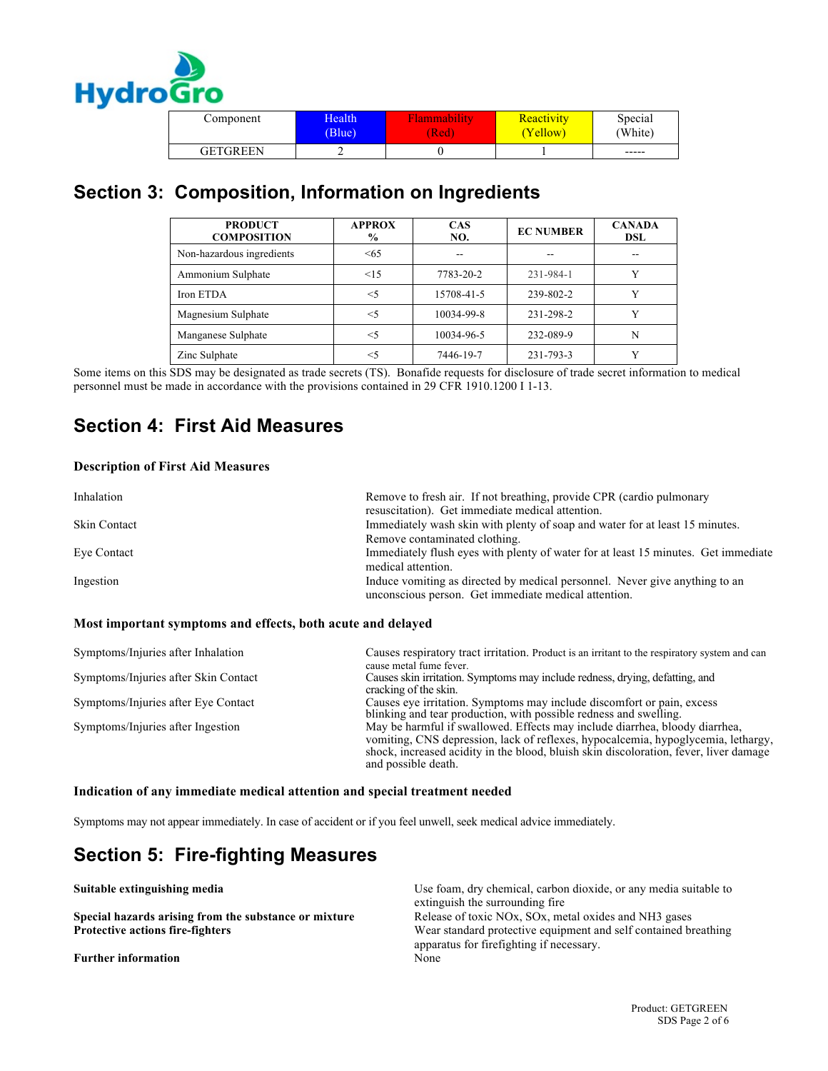| Component | Health (Blue) | Flammability (Red) | Reactivity (Yellow) | Special (White) |
|---|---|---|---|---|
| GETGREEN | 2 | 0 | 1 | ----- |

## Section 3: Composition, Information on Ingredients

| PRODUCT COMPOSITION | APPROX % | CAS NO. | EC NUMBER | CANADA DSL |
|---|---|---|---|---|
| Non-hazardous ingredients | <65 | -- | -- | -- |
| Ammonium Sulphate | <15 | 7783-20-2 | 231-984-1 | Y |
| Iron ETDA | <5 | 15708-41-5 | 239-802-2 | Y |
| Magnesium Sulphate | <5 | 10034-99-8 | 231-298-2 | Y |
| Manganese Sulphate | <5 | 10034-96-5 | 232-089-9 | N |
| Zinc Sulphate | <5 | 7446-19-7 | 231-793-3 | Y |

Some items on this SDS may be designated as trade secrets (TS). Bonafide requests for disclosure of trade secret information to medical personnel must be made in accordance with the provisions contained in 29 CFR 1910.1200 I 1-13.

## Section 4: First Aid Measures

### Description of First Aid Measures

| | |
|---|---|
| Inhalation | Remove to fresh air. If not breathing, provide CPR (cardio pulmonary resuscitation). Get immediate medical attention. |
| Skin Contact | Immediately wash skin with plenty of soap and water for at least 15 minutes. Remove contaminated clothing. |
| Eye Contact | Immediately flush eyes with plenty of water for at least 15 minutes. Get immediate medical attention. |
| Ingestion | Induce vomiting as directed by medical personnel. Never give anything to an unconscious person. Get immediate medical attention. |

### Most important symptoms and effects, both acute and delayed

| | |
|---|---|
| Symptoms/Injuries after Inhalation | Causes respiratory tract irritation. Product is an irritant to the respiratory system and can cause metal fume fever. |
| Symptoms/Injuries after Skin Contact | Causes skin irritation. Symptoms may include redness, drying, defatting, and cracking of the skin. |
| Symptoms/Injuries after Eye Contact | Causes eye irritation. Symptoms may include discomfort or pain, excess blinking and tear production, with possible redness and swelling. |
| Symptoms/Injuries after Ingestion | May be harmful if swallowed. Effects may include diarrhea, bloody diarrhea, vomiting, CNS depression, lack of reflexes, hypocalcemia, hypoglycemia, lethargy, shock, increased acidity in the blood, bluish skin discoloration, fever, liver damage and possible death. |

### Indication of any immediate medical attention and special treatment needed

Symptoms may not appear immediately. In case of accident or if you feel unwell, seek medical advice immediately.

## Section 5: Fire-fighting Measures

| | |
|---|---|
| **Suitable extinguishing media** | Use foam, dry chemical, carbon dioxide, or any media suitable to extinguish the surrounding fire |
| **Special hazards arising from the substance or mixture** | Release of toxic NOx, SOx, metal oxides and NH3 gases |
| **Protective actions fire-fighters** | Wear standard protective equipment and self contained breathing apparatus for firefighting if necessary. |
| **Further information** | None |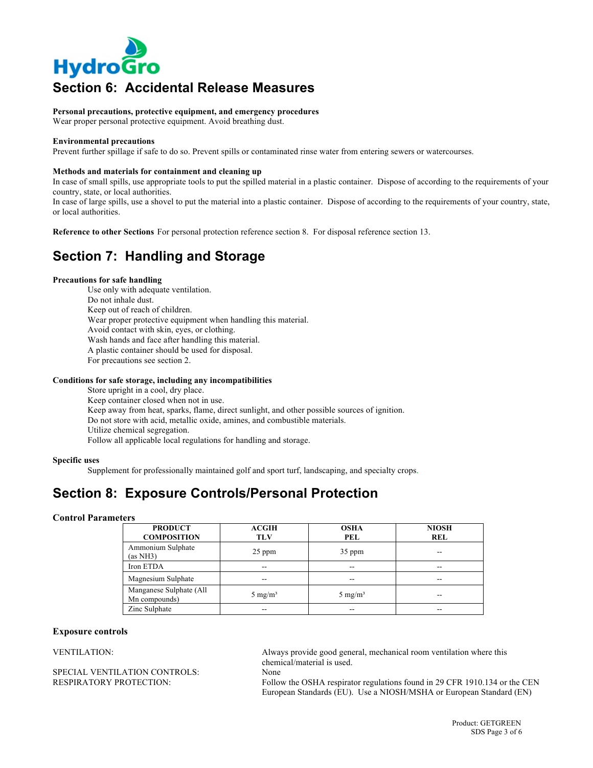## Section 6: Accidental Release Measures

**Personal precautions, protective equipment, and emergency procedures**
Wear proper personal protective equipment. Avoid breathing dust.

**Environmental precautions**
Prevent further spillage if safe to do so. Prevent spills or contaminated rinse water from entering sewers or watercourses.

**Methods and materials for containment and cleaning up**
In case of small spills, use appropriate tools to put the spilled material in a plastic container. Dispose of according to the requirements of your country, state, or local authorities.
In case of large spills, use a shovel to put the material into a plastic container. Dispose of according to the requirements of your country, state, or local authorities.

**Reference to other Sections** For personal protection reference section 8. For disposal reference section 13.

## Section 7: Handling and Storage

**Precautions for safe handling**

Use only with adequate ventilation.
Do not inhale dust.
Keep out of reach of children.
Wear proper protective equipment when handling this material.
Avoid contact with skin, eyes, or clothing.
Wash hands and face after handling this material.
A plastic container should be used for disposal.
For precautions see section 2.

**Conditions for safe storage, including any incompatibilities**

Store upright in a cool, dry place.
Keep container closed when not in use.
Keep away from heat, sparks, flame, direct sunlight, and other possible sources of ignition.
Do not store with acid, metallic oxide, amines, and combustible materials.
Utilize chemical segregation.
Follow all applicable local regulations for handling and storage.

**Specific uses**

Supplement for professionally maintained golf and sport turf, landscaping, and specialty crops.

## Section 8: Exposure Controls/Personal Protection

**Control Parameters**

| PRODUCT COMPOSITION | ACGIH TLV | OSHA PEL | NIOSH REL |
|---|---|---|---|
| Ammonium Sulphate (as NH3) | 25 ppm | 35 ppm | -- |
| Iron ETDA | -- | -- | -- |
| Magnesium Sulphate | -- | -- | -- |
| Manganese Sulphate (All Mn compounds) | 5 mg/m³ | 5 mg/m³ | -- |
| Zinc Sulphate | -- | -- | -- |

**Exposure controls**

VENTILATION: Always provide good general, mechanical room ventilation where this chemical/material is used.

SPECIAL VENTILATION CONTROLS: None

RESPIRATORY PROTECTION: Follow the OSHA respirator regulations found in 29 CFR 1910.134 or the CEN European Standards (EU). Use a NIOSH/MSHA or European Standard (EN)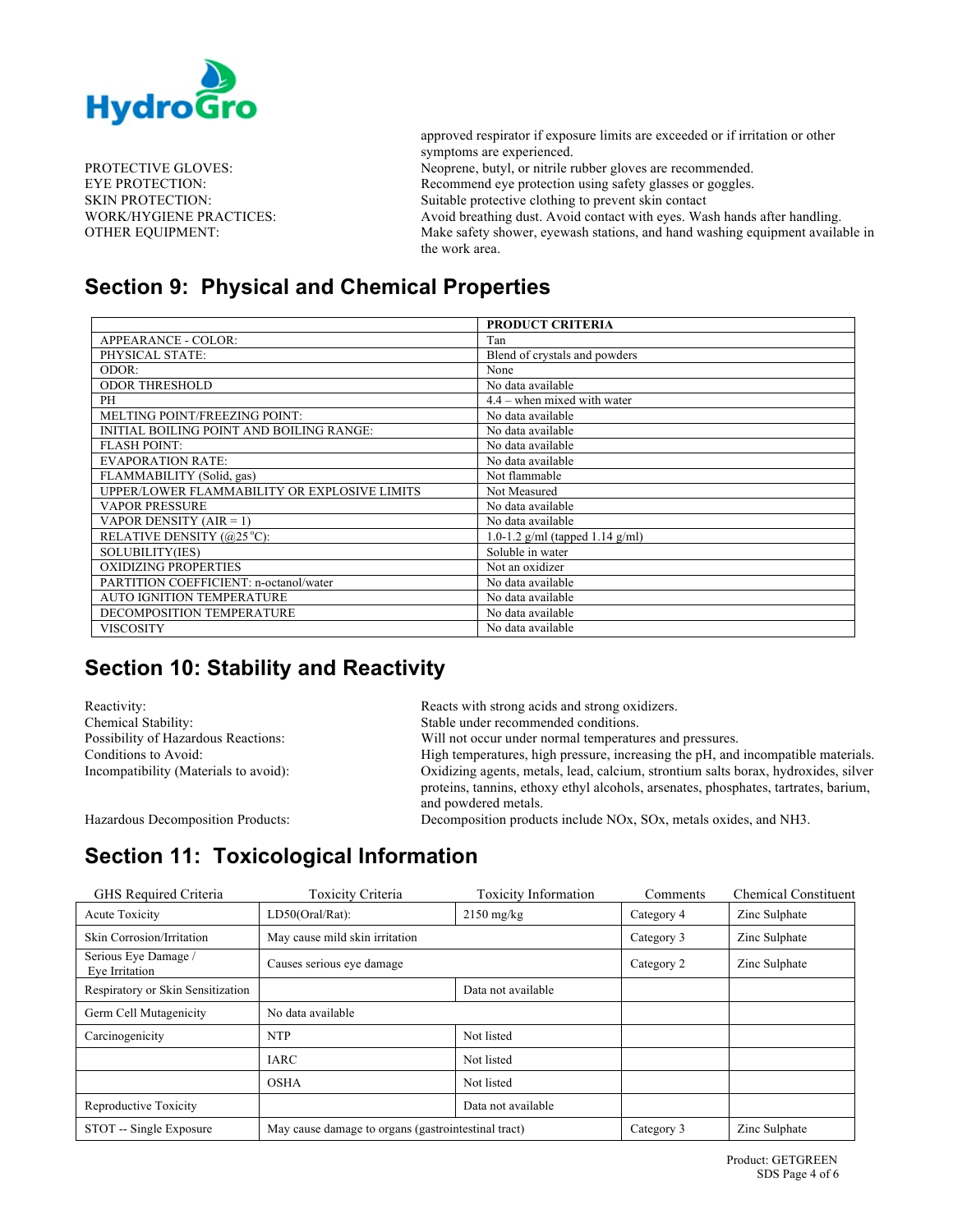approved respirator if exposure limits are exceeded or if irritation or other symptoms are experienced.

| | |
|---|---|
| PROTECTIVE GLOVES: | Neoprene, butyl, or nitrile rubber gloves are recommended. |
| EYE PROTECTION: | Recommend eye protection using safety glasses or goggles. |
| SKIN PROTECTION: | Suitable protective clothing to prevent skin contact |
| WORK/HYGIENE PRACTICES: | Avoid breathing dust. Avoid contact with eyes. Wash hands after handling. |
| OTHER EQUIPMENT: | Make safety shower, eyewash stations, and hand washing equipment available in the work area. |

## Section 9: Physical and Chemical Properties

| | PRODUCT CRITERIA |
|---|---|
| APPEARANCE - COLOR: | Tan |
| PHYSICAL STATE: | Blend of crystals and powders |
| ODOR: | None |
| ODOR THRESHOLD | No data available |
| PH | 4.4 – when mixed with water |
| MELTING POINT/FREEZING POINT: | No data available |
| INITIAL BOILING POINT AND BOILING RANGE: | No data available |
| FLASH POINT: | No data available |
| EVAPORATION RATE: | No data available |
| FLAMMABILITY (Solid, gas) | Not flammable |
| UPPER/LOWER FLAMMABILITY OR EXPLOSIVE LIMITS | Not Measured |
| VAPOR PRESSURE | No data available |
| VAPOR DENSITY (AIR = 1) | No data available |
| RELATIVE DENSITY (@25 °C): | 1.0-1.2 g/ml (tapped 1.14 g/ml) |
| SOLUBILITY(IES) | Soluble in water |
| OXIDIZING PROPERTIES | Not an oxidizer |
| PARTITION COEFFICIENT: n-octanol/water | No data available |
| AUTO IGNITION TEMPERATURE | No data available |
| DECOMPOSITION TEMPERATURE | No data available |
| VISCOSITY | No data available |

## Section 10: Stability and Reactivity

| | |
|---|---|
| Reactivity: | Reacts with strong acids and strong oxidizers. |
| Chemical Stability: | Stable under recommended conditions. |
| Possibility of Hazardous Reactions: | Will not occur under normal temperatures and pressures. |
| Conditions to Avoid: | High temperatures, high pressure, increasing the pH, and incompatible materials. |
| Incompatibility (Materials to avoid): | Oxidizing agents, metals, lead, calcium, strontium salts borax, hydroxides, silver proteins, tannins, ethoxy ethyl alcohols, arsenates, phosphates, tartrates, barium, and powdered metals. |
| Hazardous Decomposition Products: | Decomposition products include NOx, SOx, metals oxides, and NH3. |

## Section 11: Toxicological Information

| GHS Required Criteria | Toxicity Criteria | Toxicity Information | Comments | Chemical Constituent |
|---|---|---|---|---|
| Acute Toxicity | LD50(Oral/Rat): | 2150 mg/kg | Category 4 | Zinc Sulphate |
| Skin Corrosion/Irritation | May cause mild skin irritation | | Category 3 | Zinc Sulphate |
| Serious Eye Damage / Eye Irritation | Causes serious eye damage | | Category 2 | Zinc Sulphate |
| Respiratory or Skin Sensitization | | Data not available | | |
| Germ Cell Mutagenicity | No data available | | | |
| Carcinogenicity | NTP | Not listed | | |
| | IARC | Not listed | | |
| | OSHA | Not listed | | |
| Reproductive Toxicity | | Data not available | | |
| STOT -- Single Exposure | May cause damage to organs (gastrointestinal tract) | | Category 3 | Zinc Sulphate |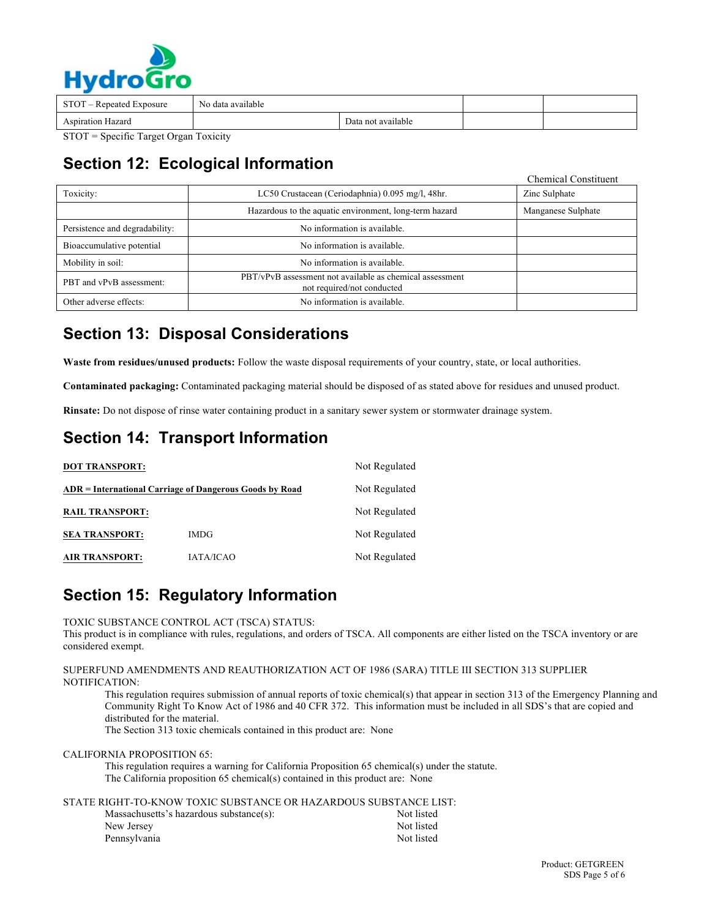| STOT – Repeated Exposure | No data available | | | |
|---|---|---|---|---|
| Aspiration Hazard | | Data not available | | |

STOT = Specific Target Organ Toxicity

## Section 12: Ecological Information

| | | Chemical Constituent |
|---|---|---|
| Toxicity: | LC50 Crustacean (Ceriodaphnia) 0.095 mg/l, 48hr. | Zinc Sulphate |
| | Hazardous to the aquatic environment, long-term hazard | Manganese Sulphate |
| Persistence and degradability: | No information is available. | |
| Bioaccumulative potential | No information is available. | |
| Mobility in soil: | No information is available. | |
| PBT and vPvB assessment: | PBT/vPvB assessment not available as chemical assessment not required/not conducted | |
| Other adverse effects: | No information is available. | |

## Section 13: Disposal Considerations

**Waste from residues/unused products:** Follow the waste disposal requirements of your country, state, or local authorities.

**Contaminated packaging:** Contaminated packaging material should be disposed of as stated above for residues and unused product.

**Rinsate:** Do not dispose of rinse water containing product in a sanitary sewer system or stormwater drainage system.

## Section 14: Transport Information

| | | |
|---|---|---|
| **DOT TRANSPORT:** | | Not Regulated |
| **ADR = International Carriage of Dangerous Goods by Road** | | Not Regulated |
| **RAIL TRANSPORT:** | | Not Regulated |
| **SEA TRANSPORT:** | IMDG | Not Regulated |
| **AIR TRANSPORT:** | IATA/ICAO | Not Regulated |

## Section 15: Regulatory Information

TOXIC SUBSTANCE CONTROL ACT (TSCA) STATUS:
This product is in compliance with rules, regulations, and orders of TSCA. All components are either listed on the TSCA inventory or are considered exempt.

SUPERFUND AMENDMENTS AND REAUTHORIZATION ACT OF 1986 (SARA) TITLE III SECTION 313 SUPPLIER NOTIFICATION:

This regulation requires submission of annual reports of toxic chemical(s) that appear in section 313 of the Emergency Planning and Community Right To Know Act of 1986 and 40 CFR 372. This information must be included in all SDS's that are copied and distributed for the material.
The Section 313 toxic chemicals contained in this product are: None

CALIFORNIA PROPOSITION 65:

This regulation requires a warning for California Proposition 65 chemical(s) under the statute.
The California proposition 65 chemical(s) contained in this product are: None

STATE RIGHT-TO-KNOW TOXIC SUBSTANCE OR HAZARDOUS SUBSTANCE LIST:

| | |
|---|---|
| Massachusetts's hazardous substance(s): | Not listed |
| New Jersey | Not listed |
| Pennsylvania | Not listed |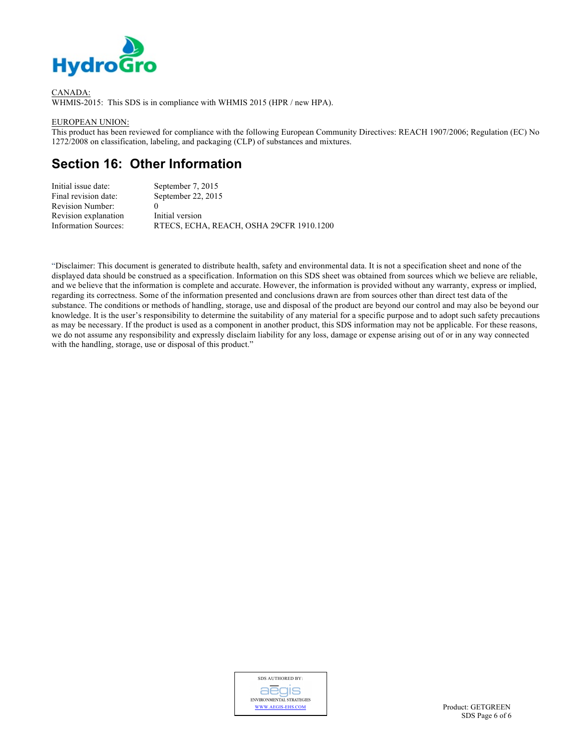CANADA:
WHMIS-2015: This SDS is in compliance with WHMIS 2015 (HPR / new HPA).

EUROPEAN UNION:
This product has been reviewed for compliance with the following European Community Directives: REACH 1907/2006; Regulation (EC) No 1272/2008 on classification, labeling, and packaging (CLP) of substances and mixtures.

## Section 16: Other Information

| | |
|---|---|
| Initial issue date: | September 7, 2015 |
| Final revision date: | September 22, 2015 |
| Revision Number: | 0 |
| Revision explanation | Initial version |
| Information Sources: | RTECS, ECHA, REACH, OSHA 29CFR 1910.1200 |

"Disclaimer: This document is generated to distribute health, safety and environmental data. It is not a specification sheet and none of the displayed data should be construed as a specification. Information on this SDS sheet was obtained from sources which we believe are reliable, and we believe that the information is complete and accurate. However, the information is provided without any warranty, express or implied, regarding its correctness. Some of the information presented and conclusions drawn are from sources other than direct test data of the substance. The conditions or methods of handling, storage, use and disposal of the product are beyond our control and may also be beyond our knowledge. It is the user's responsibility to determine the suitability of any material for a specific purpose and to adopt such safety precautions as may be necessary. If the product is used as a component in another product, this SDS information may not be applicable. For these reasons, we do not assume any responsibility and expressly disclaim liability for any loss, damage or expense arising out of or in any way connected with the handling, storage, use or disposal of this product."

SDS AUTHORED BY:
aegis
ENVIRONMENTAL STRATEGIES
WWW.AEGIS-EHS.COM

Product: GETGREEN